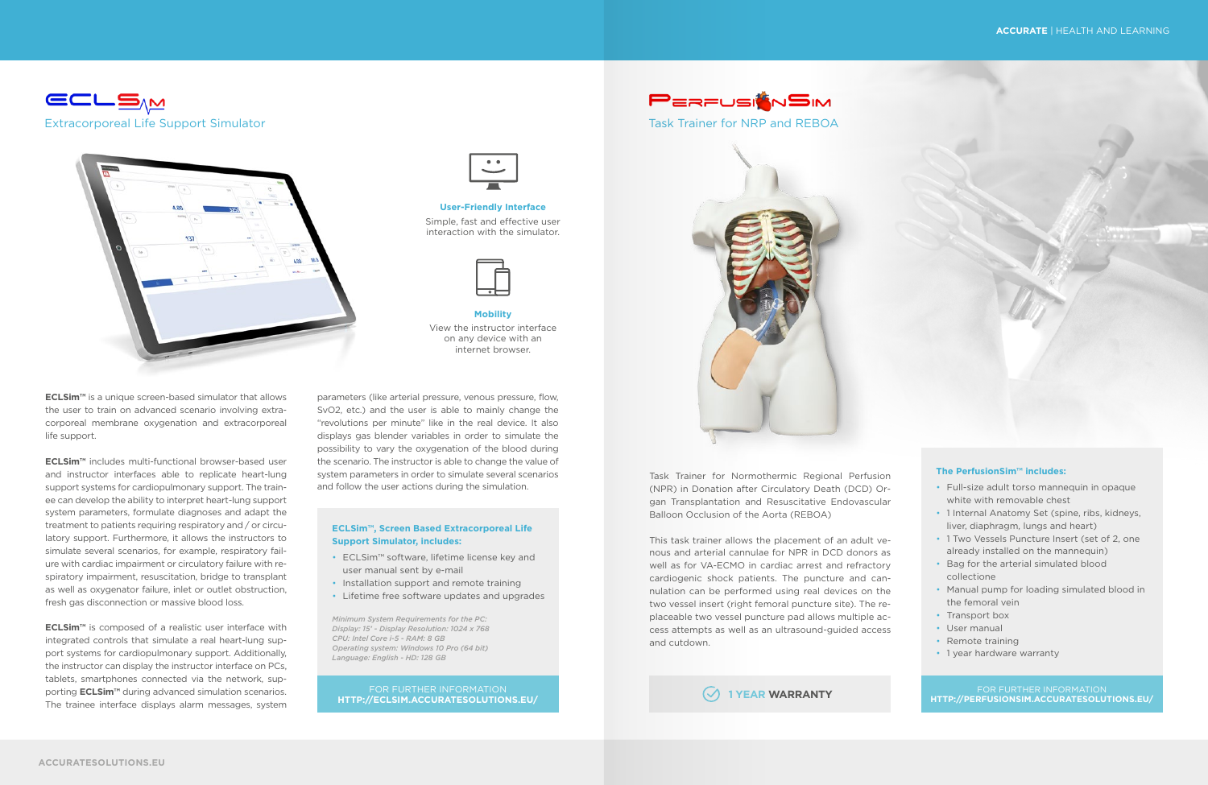# ECLSim

## Extracorporeal Life Support Simulator

**User-Friendly Interface**

Simple, fast and effective user interaction with the simulator.

**Mobility**

View the instructor interface on any device with an internet browser.

**ECLSim™** is a unique screen-based simulator that allows the user to train on advanced scenario involving extracorporeal membrane oxygenation and extracorporeal life support.

**ECLSim™** includes multi-functional browser-based user and instructor interfaces able to replicate heart-lung support systems for cardiopulmonary support. The trainee can develop the ability to interpret heart-lung support system parameters, formulate diagnoses and adapt the treatment to patients requiring respiratory and / or circulatory support. Furthermore, it allows the instructors to simulate several scenarios, for example, respiratory failure with cardiac impairment or circulatory failure with respiratory impairment, resuscitation, bridge to transplant as well as oxygenator failure, inlet or outlet obstruction, fresh gas disconnection or massive blood loss.

**ECLSim™** is composed of a realistic user interface with integrated controls that simulate a real heart-lung support systems for cardiopulmonary support. Additionally, the instructor can display the instructor interface on PCs, tablets, smartphones connected via the network, supporting **ECLSim™** during advanced simulation scenarios. The trainee interface displays alarm messages, system parameters (like arterial pressure, venous pressure, flow, SvO2, etc.) and the user is able to mainly change the "revolutions per minute" like in the real device. It also displays gas blender variables in order to simulate the possibility to vary the oxygenation of the blood during the scenario. The instructor is able to change the value of system parameters in order to simulate several scenarios and follow the user actions during the simulation.

### ECLSim™, Screen Based Extracorporeal Life Support Simulator, includes:

- ECLSim™ software, lifetime license key and user manual sent by e-mail
- Installation support and remote training
- Lifetime free software updates and upgrades

*Minimum System Requirements for the PC:*
*Display: 15" - Display Resolution: 1024 x 768*
*CPU: Intel Core i-5 - RAM: 8 GB*
*Operating system: Windows 10 Pro (64 bit)*
*Language: English - HD: 128 GB*

FOR FURTHER INFORMATION
**HTTP://ECLSIM.ACCURATESOLUTIONS.EU/**

# PerfusionSim

## Task Trainer for NRP and REBOA

Task Trainer for Normothermic Regional Perfusion (NPR) in Donation after Circulatory Death (DCD) Organ Transplantation and Resuscitative Endovascular Balloon Occlusion of the Aorta (REBOA)

This task trainer allows the placement of an adult venous and arterial cannulae for NPR in DCD donors as well as for VA-ECMO in cardiac arrest and refractory cardiogenic shock patients. The puncture and cannulation can be performed using real devices on the two vessel insert (right femoral puncture site). The replaceable two vessel puncture pad allows multiple access attempts as well as an ultrasound-guided access and cutdown.

1 YEAR **WARRANTY**

### The PerfusionSim™ includes:

- Full-size adult torso mannequin in opaque white with removable chest
- 1 Internal Anatomy Set (spine, ribs, kidneys, liver, diaphragm, lungs and heart)
- 1 Two Vessels Puncture Insert (set of 2, one already installed on the mannequin)
- Bag for the arterial simulated blood collection
- Manual pump for loading simulated blood in the femoral vein
- Transport box
- User manual
- Remote training
- 1 year hardware warranty

FOR FURTHER INFORMATION
**HTTP://PERFUSIONSIM.ACCURATESOLUTIONS.EU/**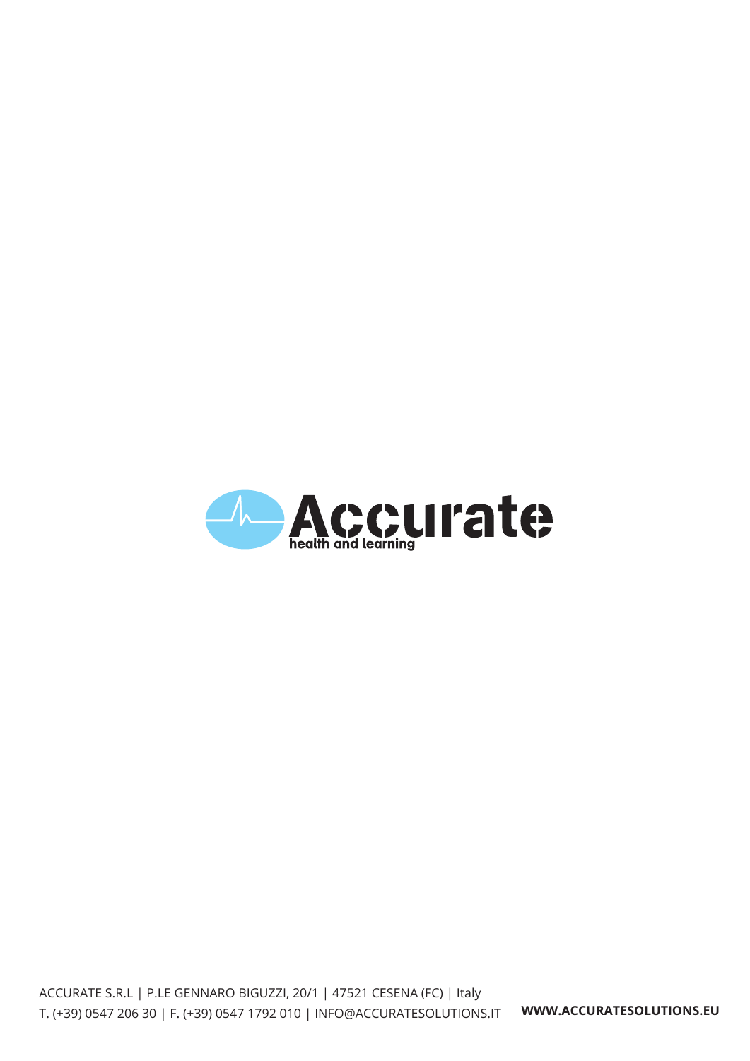**Accurate**

health and learning

ACCURATE S.R.L | P.LE GENNARO BIGUZZI, 20/1 | 47521 CESENA (FC) | Italy

T. (+39) 0547 206 30 | F. (+39) 0547 1792 010 | INFO@ACCURATESOLUTIONS.IT

**WWW.ACCURATESOLUTIONS.EU**